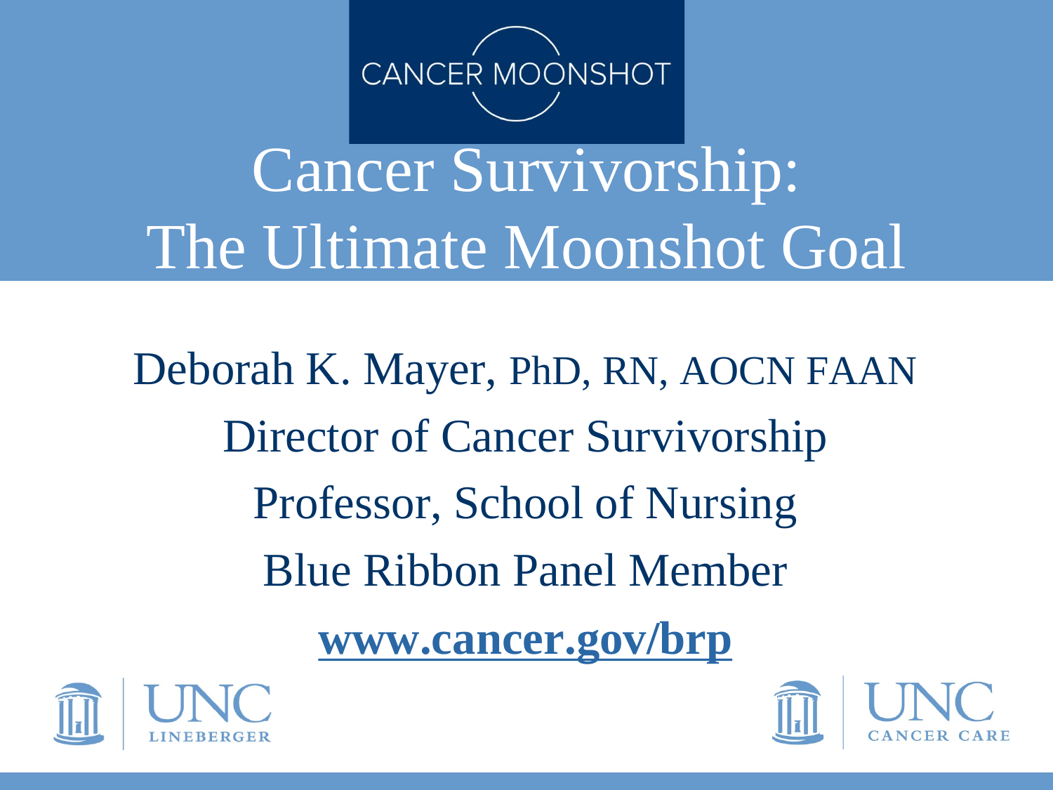CANCER MOONSHOT

# Cancer Survivorship: The Ultimate Moonshot Goal

Deborah K. Mayer, PhD, RN, AOCN FAANDirector of Cancer SurvivorshipProfessor, School of NursingBlue Ribbon Panel Member

**www.cancer.gov/brp**

UNC LINEBERGER

UNC CANCER CARE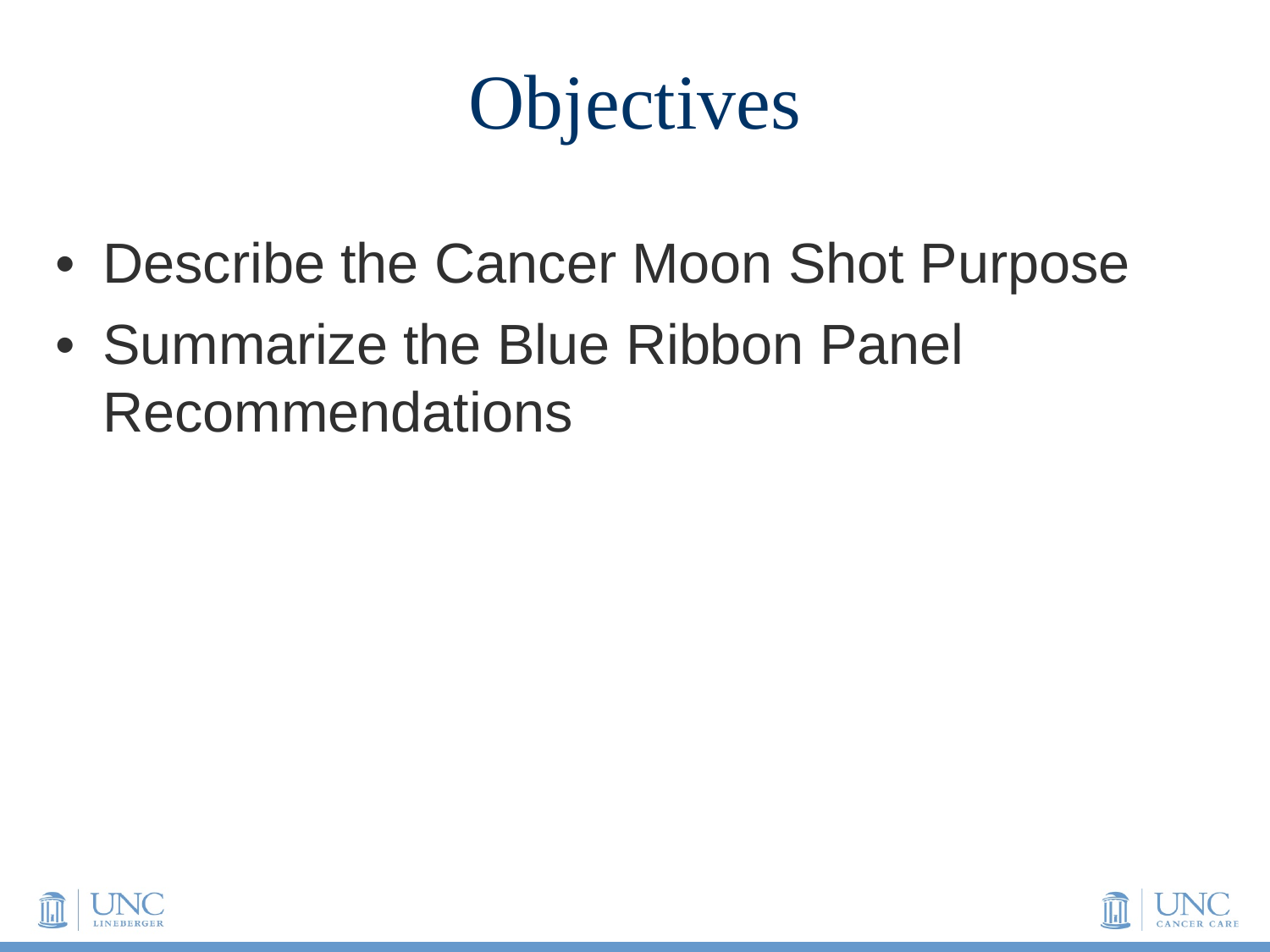# Objectives

- Describe the Cancer Moon Shot Purpose
- Summarize the Blue Ribbon Panel Recommendations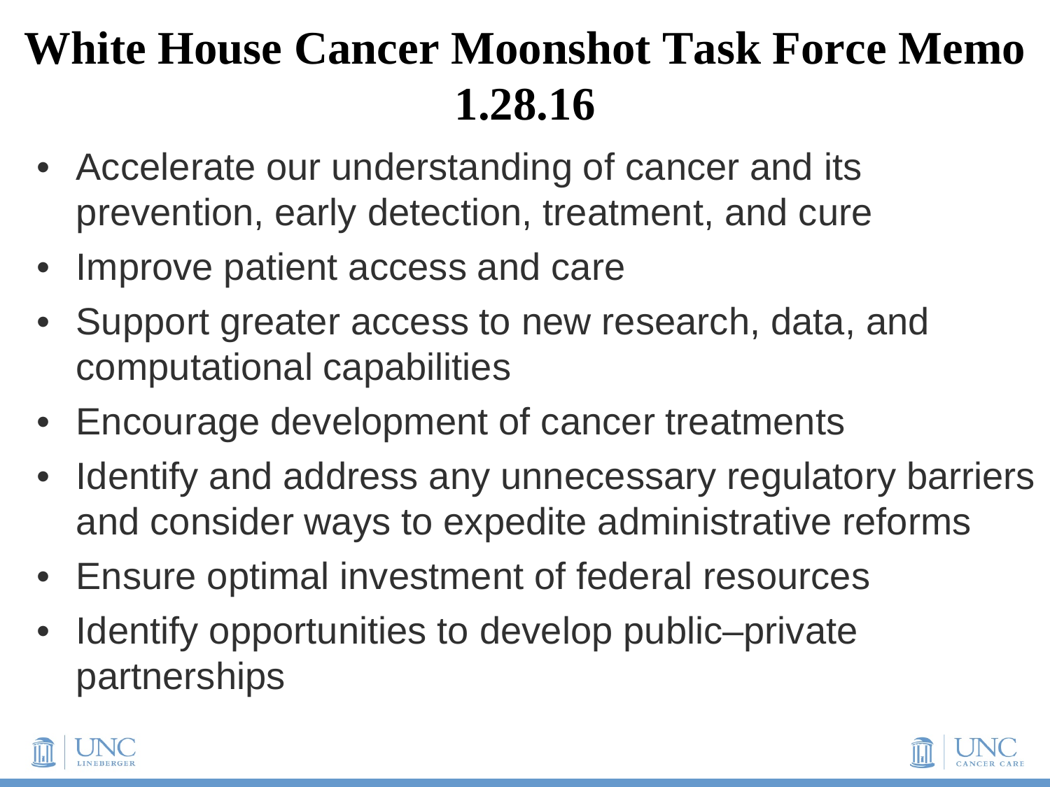# White House Cancer Moonshot Task Force Memo 1.28.16

- Accelerate our understanding of cancer and its prevention, early detection, treatment, and cure
- Improve patient access and care
- Support greater access to new research, data, and computational capabilities
- Encourage development of cancer treatments
- Identify and address any unnecessary regulatory barriers and consider ways to expedite administrative reforms
- Ensure optimal investment of federal resources
- Identify opportunities to develop public–private partnerships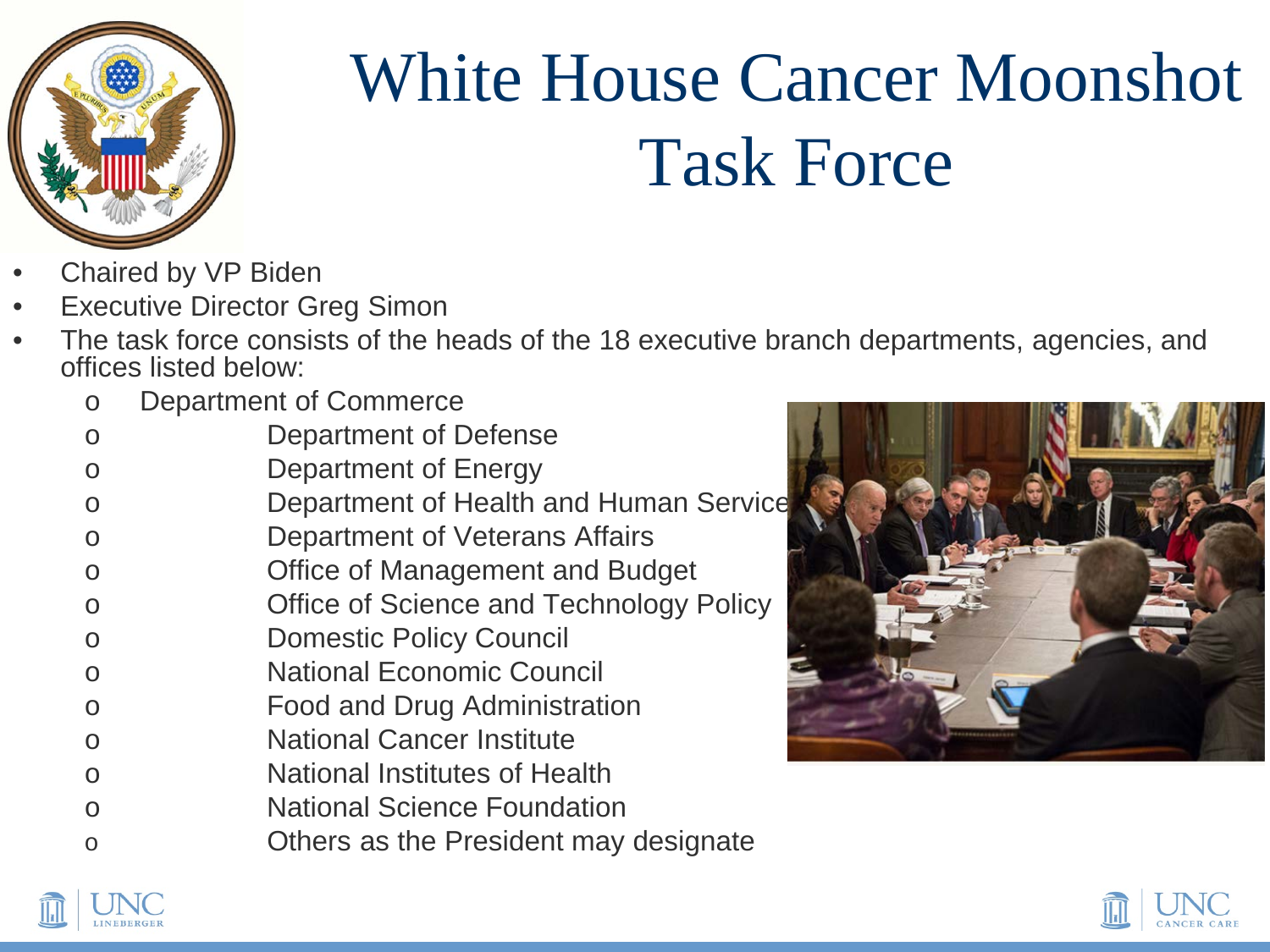# White House Cancer Moonshot Task Force

- Chaired by VP Biden
- Executive Director Greg Simon
- The task force consists of the heads of the 18 executive branch departments, agencies, and offices listed below:
  - Department of Commerce
  - Department of Defense
  - Department of Energy
  - Department of Health and Human Services
  - Department of Veterans Affairs
  - Office of Management and Budget
  - Office of Science and Technology Policy
  - Domestic Policy Council
  - National Economic Council
  - Food and Drug Administration
  - National Cancer Institute
  - National Institutes of Health
  - National Science Foundation
  - Others as the President may designate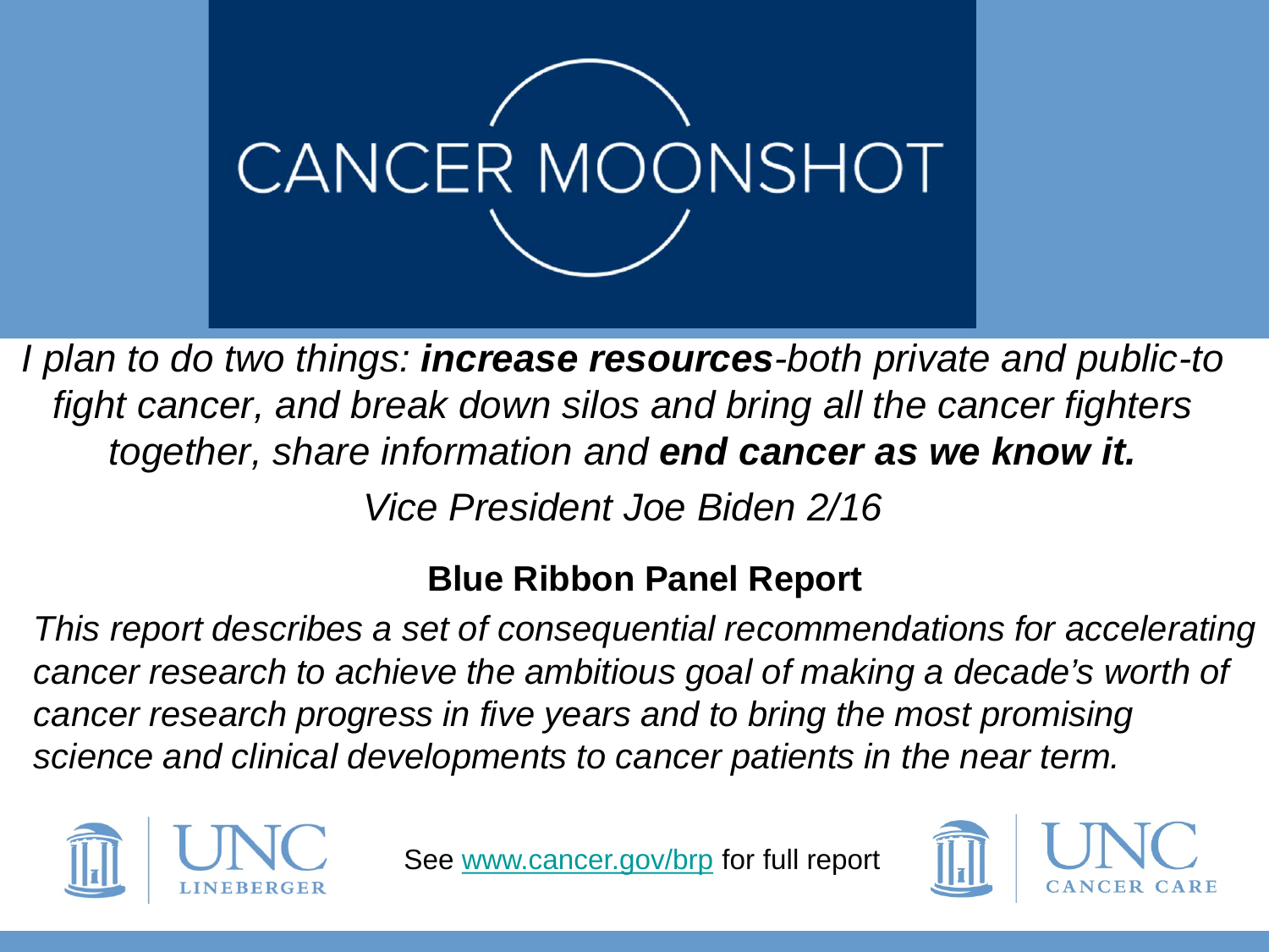# CANCER MOONSHOT

*I plan to do two things: **increase resources**-both private and public-to fight cancer, and break down silos and bring all the cancer fighters together, share information and **end cancer as we know it.***

*Vice President Joe Biden 2/16*

**Blue Ribbon Panel Report**

*This report describes a set of consequential recommendations for accelerating cancer research to achieve the ambitious goal of making a decade's worth of cancer research progress in five years and to bring the most promising science and clinical developments to cancer patients in the near term.*

UNC LINEBERGER

See [www.cancer.gov/brp](http://www.cancer.gov/brp) for full report

UNC CANCER CARE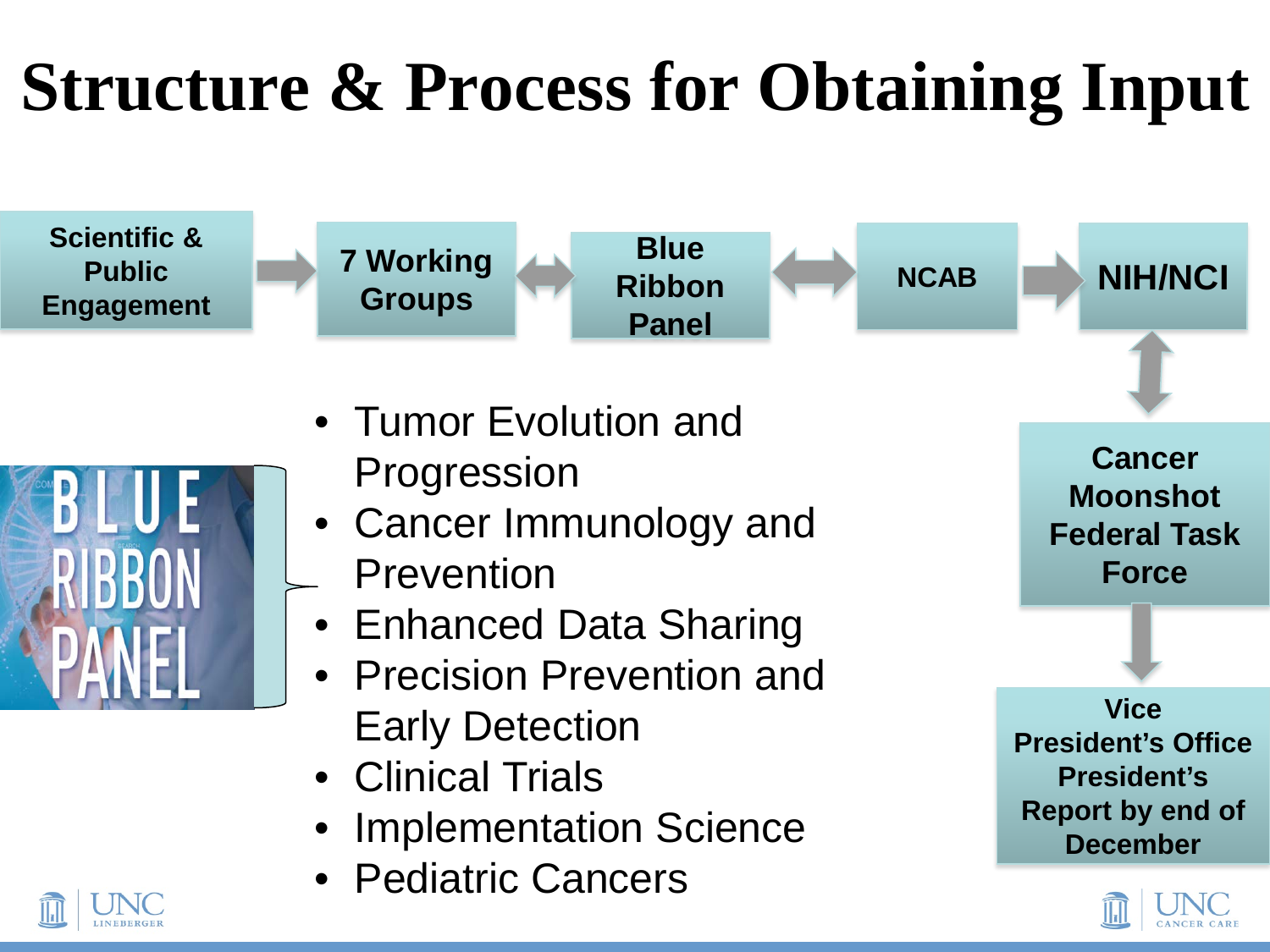# Structure & Process for Obtaining Input

Scientific & Public Engagement → 7 Working Groups ↔ Blue Ribbon Panel ↔ NCAB → NIH/NCI

NIH/NCI ↕ Cancer Moonshot Federal Task Force

Cancer Moonshot Federal Task Force → Vice President's Office President's Report by end of December

BLUE RIBBON PANEL

- Tumor Evolution and Progression
- Cancer Immunology and Prevention
- Enhanced Data Sharing
- Precision Prevention and Early Detection
- Clinical Trials
- Implementation Science
- Pediatric Cancers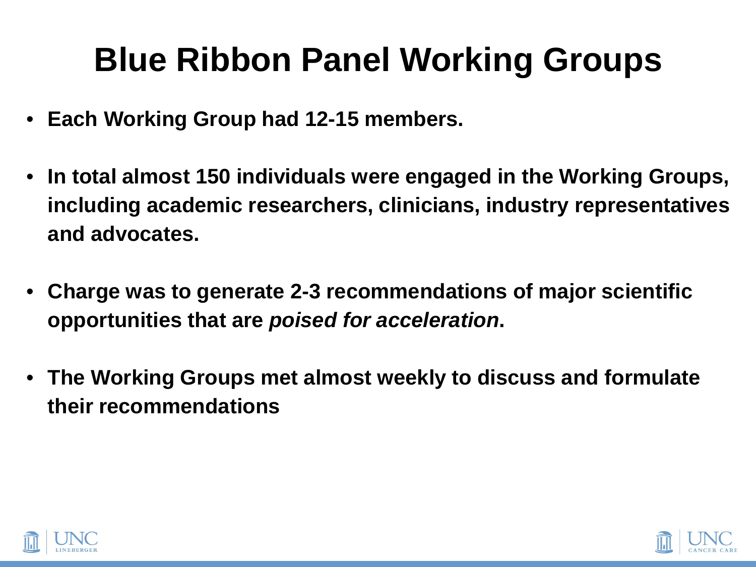# Blue Ribbon Panel Working Groups

- **Each Working Group had 12-15 members.**
- **In total almost 150 individuals were engaged in the Working Groups, including academic researchers, clinicians, industry representatives and advocates.**
- **Charge was to generate 2-3 recommendations of major scientific opportunities that are *poised for acceleration*.**
- **The Working Groups met almost weekly to discuss and formulate their recommendations**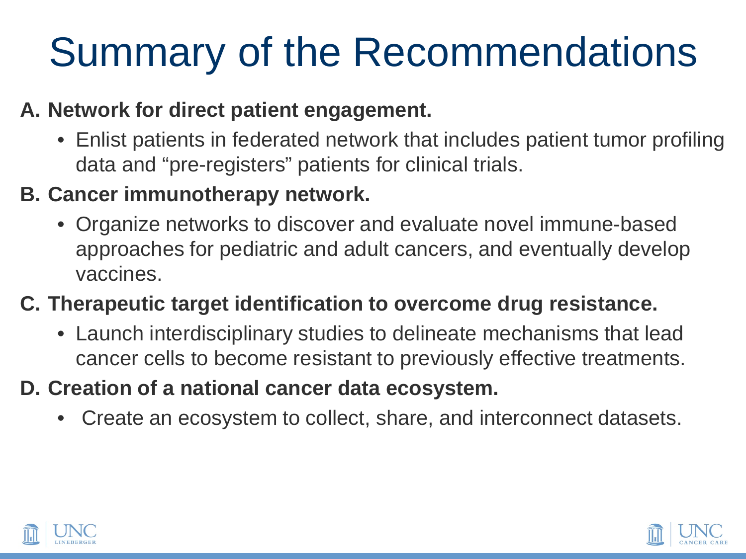# Summary of the Recommendations

**A. Network for direct patient engagement.**

- Enlist patients in federated network that includes patient tumor profiling data and "pre-registers" patients for clinical trials.

**B. Cancer immunotherapy network.**

- Organize networks to discover and evaluate novel immune-based approaches for pediatric and adult cancers, and eventually develop vaccines.

**C. Therapeutic target identification to overcome drug resistance.**

- Launch interdisciplinary studies to delineate mechanisms that lead cancer cells to become resistant to previously effective treatments.

**D. Creation of a national cancer data ecosystem.**

- Create an ecosystem to collect, share, and interconnect datasets.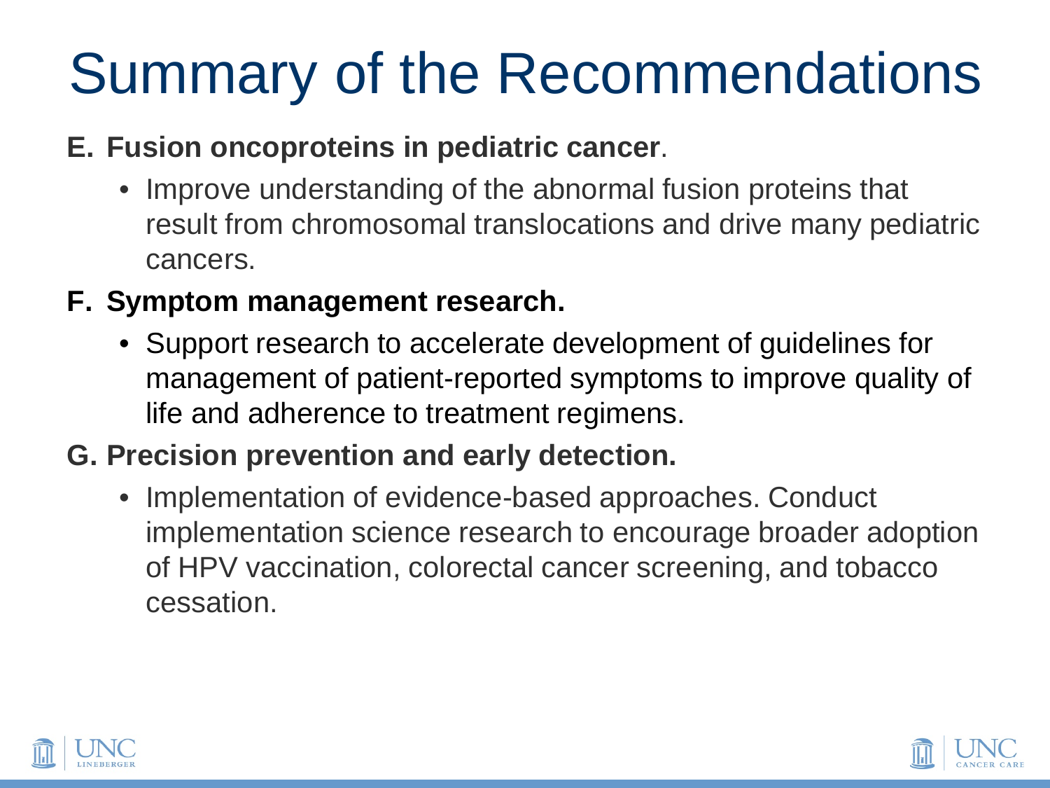# Summary of the Recommendations

**E. Fusion oncoproteins in pediatric cancer**.

- Improve understanding of the abnormal fusion proteins that result from chromosomal translocations and drive many pediatric cancers.

**F. Symptom management research.**

- Support research to accelerate development of guidelines for management of patient-reported symptoms to improve quality of life and adherence to treatment regimens.

**G. Precision prevention and early detection.**

- Implementation of evidence-based approaches. Conduct implementation science research to encourage broader adoption of HPV vaccination, colorectal cancer screening, and tobacco cessation.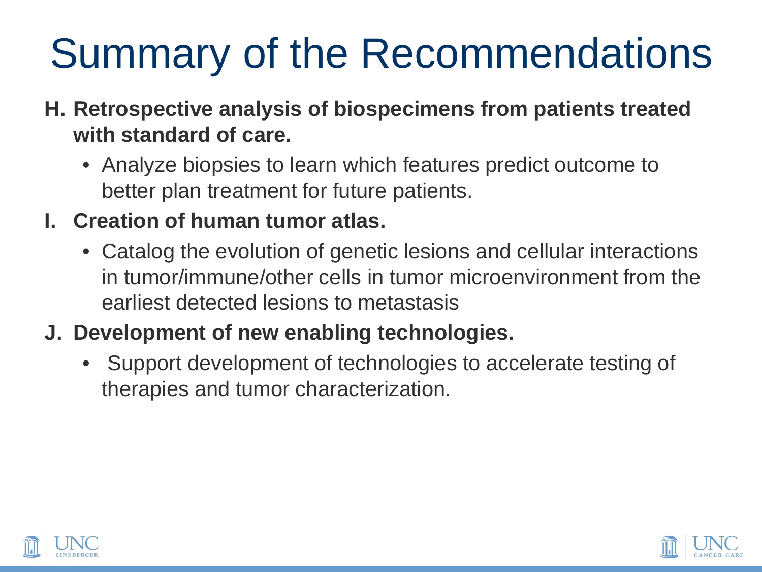# Summary of the Recommendations

**H. Retrospective analysis of biospecimens from patients treated with standard of care.**

- Analyze biopsies to learn which features predict outcome to better plan treatment for future patients.

**I. Creation of human tumor atlas.**

- Catalog the evolution of genetic lesions and cellular interactions in tumor/immune/other cells in tumor microenvironment from the earliest detected lesions to metastasis

**J. Development of new enabling technologies.**

- Support development of technologies to accelerate testing of therapies and tumor characterization.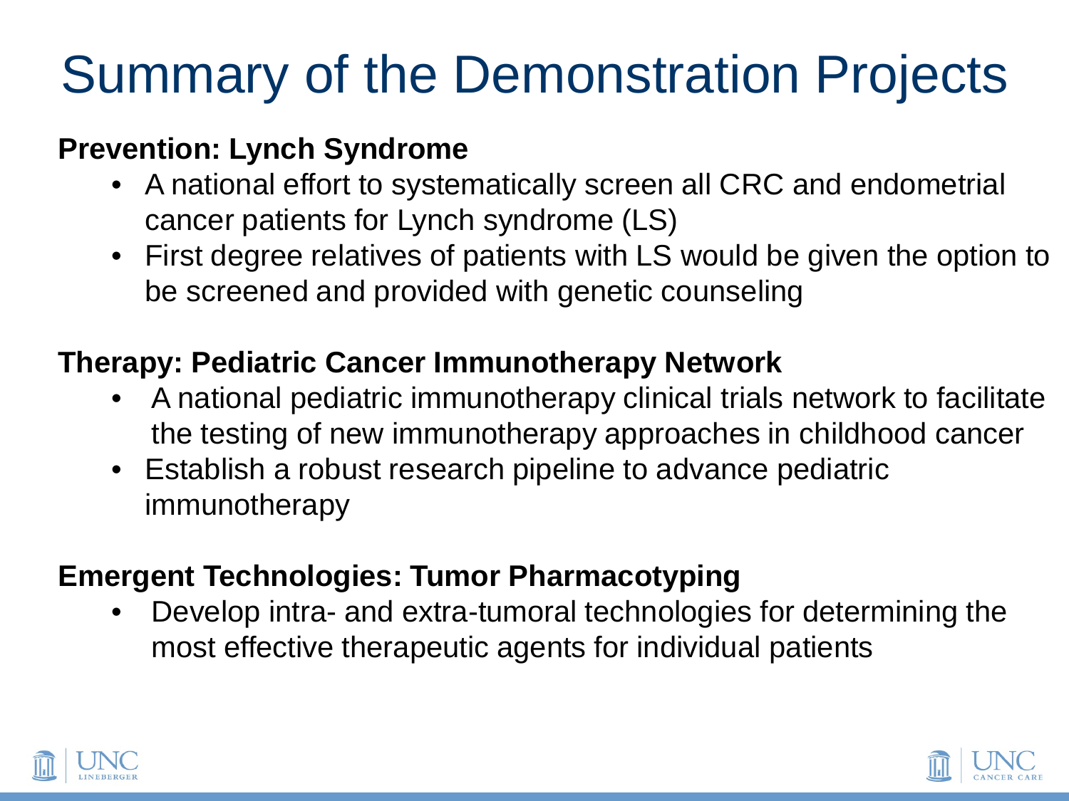# Summary of the Demonstration Projects

**Prevention: Lynch Syndrome**

- A national effort to systematically screen all CRC and endometrial cancer patients for Lynch syndrome (LS)
- First degree relatives of patients with LS would be given the option to be screened and provided with genetic counseling

**Therapy: Pediatric Cancer Immunotherapy Network**

- A national pediatric immunotherapy clinical trials network to facilitate the testing of new immunotherapy approaches in childhood cancer
- Establish a robust research pipeline to advance pediatric immunotherapy

**Emergent Technologies: Tumor Pharmacotyping**

- Develop intra- and extra-tumoral technologies for determining the most effective therapeutic agents for individual patients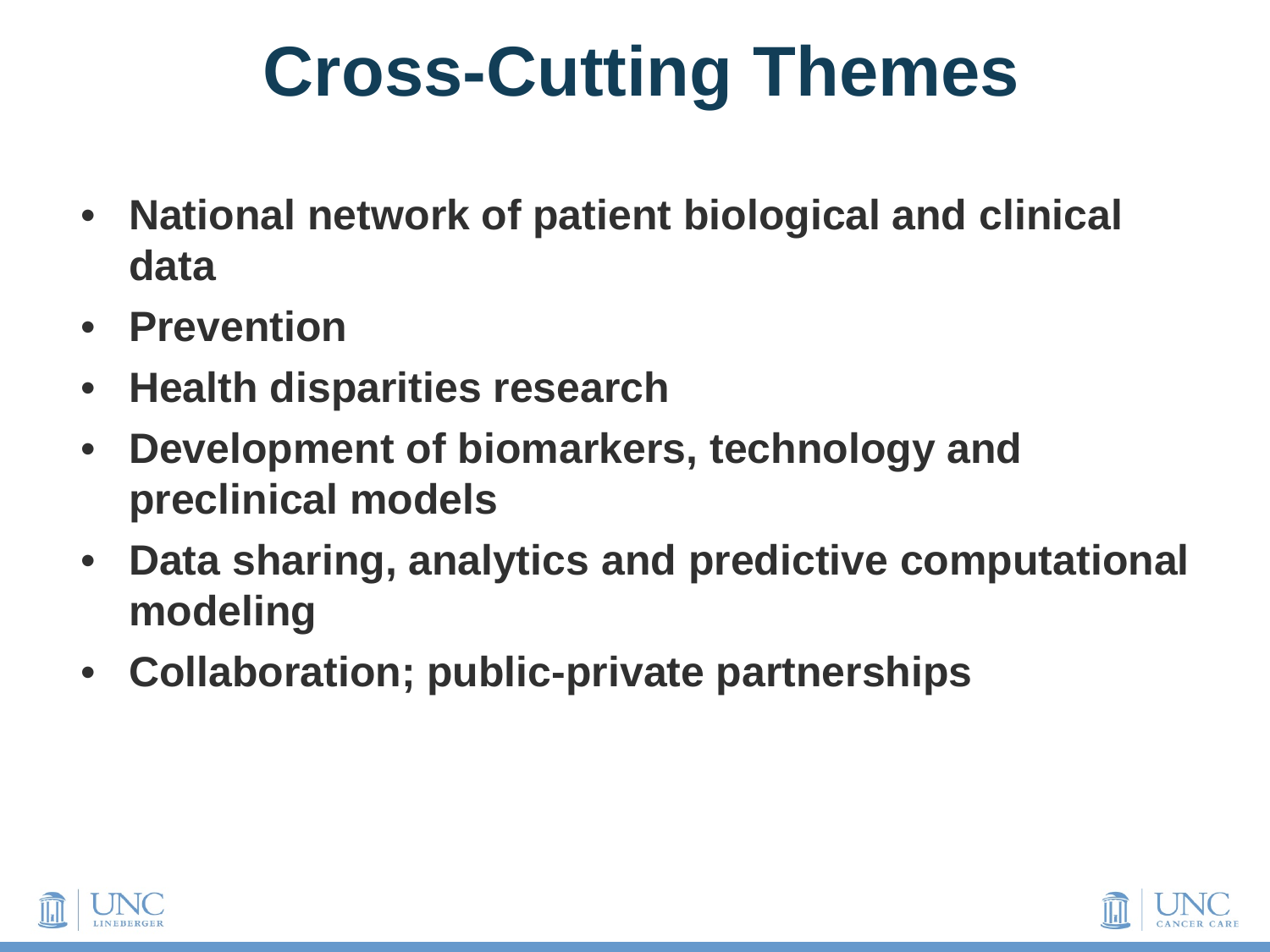# Cross-Cutting Themes

- **National network of patient biological and clinical data**
- **Prevention**
- **Health disparities research**
- **Development of biomarkers, technology and preclinical models**
- **Data sharing, analytics and predictive computational modeling**
- **Collaboration; public-private partnerships**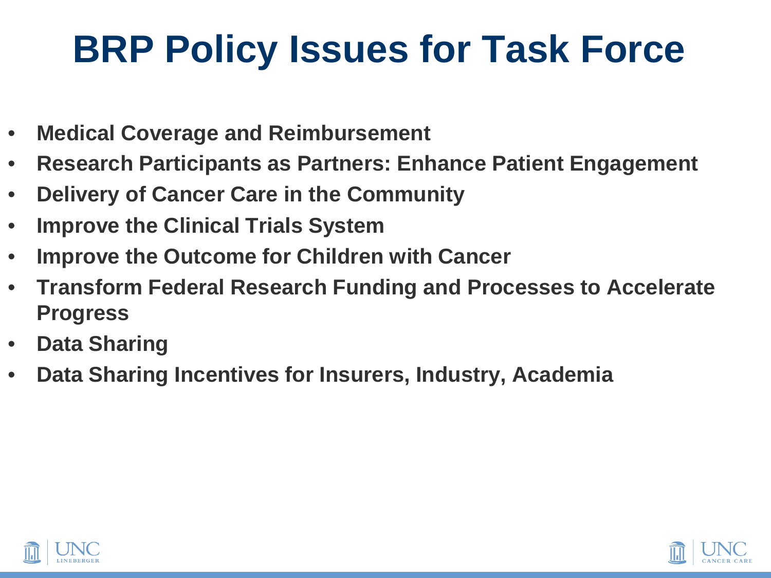# BRP Policy Issues for Task Force

- **Medical Coverage and Reimbursement**
- **Research Participants as Partners: Enhance Patient Engagement**
- **Delivery of Cancer Care in the Community**
- **Improve the Clinical Trials System**
- **Improve the Outcome for Children with Cancer**
- **Transform Federal Research Funding and Processes to Accelerate Progress**
- **Data Sharing**
- **Data Sharing Incentives for Insurers, Industry, Academia**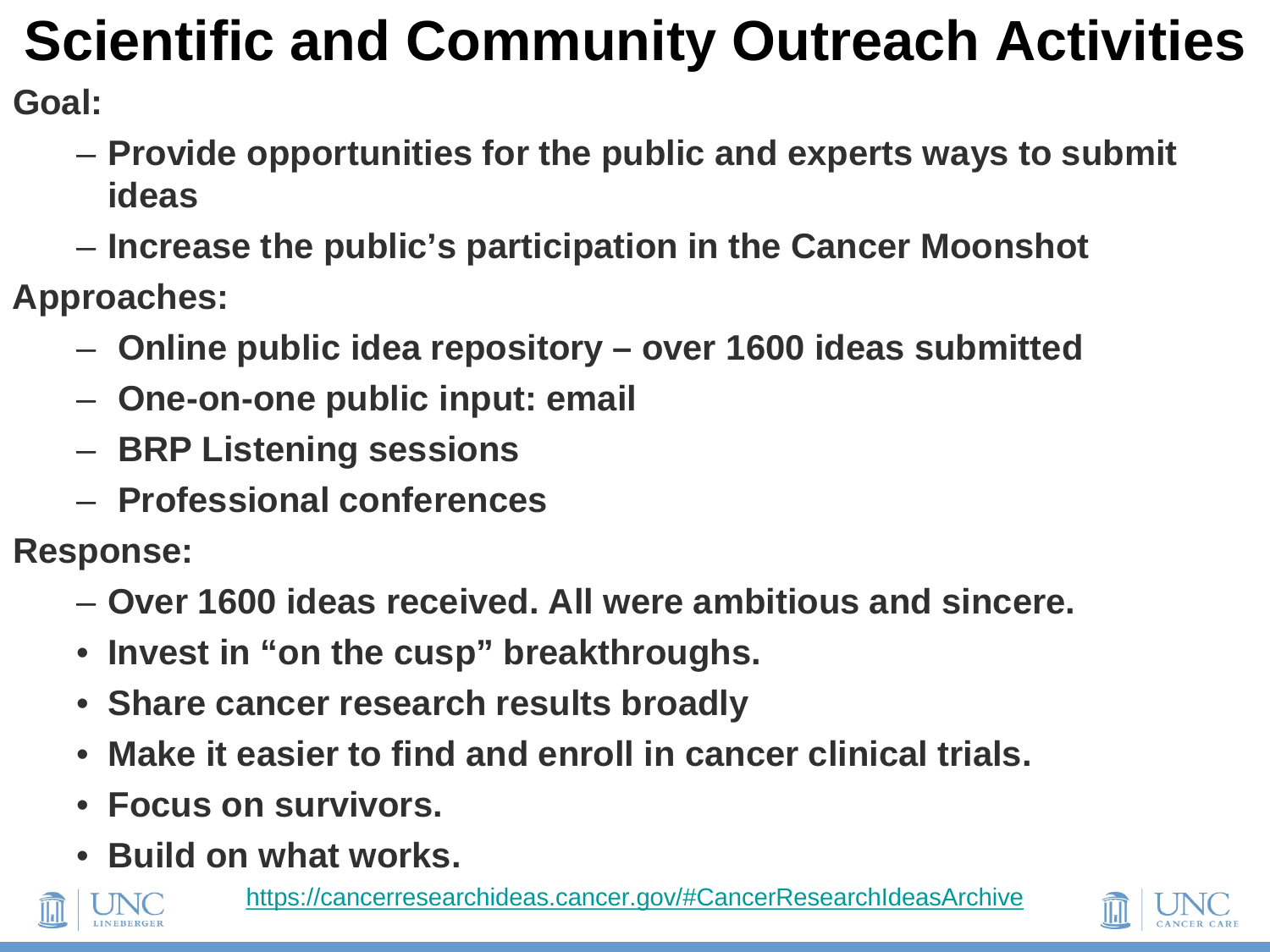# Scientific and Community Outreach Activities

**Goal:**

- **Provide opportunities for the public and experts ways to submit ideas**
- **Increase the public's participation in the Cancer Moonshot**

**Approaches:**

- **Online public idea repository – over 1600 ideas submitted**
- **One-on-one public input: email**
- **BRP Listening sessions**
- **Professional conferences**

**Response:**

- **Over 1600 ideas received. All were ambitious and sincere.**
  - **Invest in "on the cusp" breakthroughs.**
  - **Share cancer research results broadly**
  - **Make it easier to find and enroll in cancer clinical trials.**
  - **Focus on survivors.**
  - **Build on what works.**

https://cancerresearchideas.cancer.gov/#CancerResearchIdeasArchive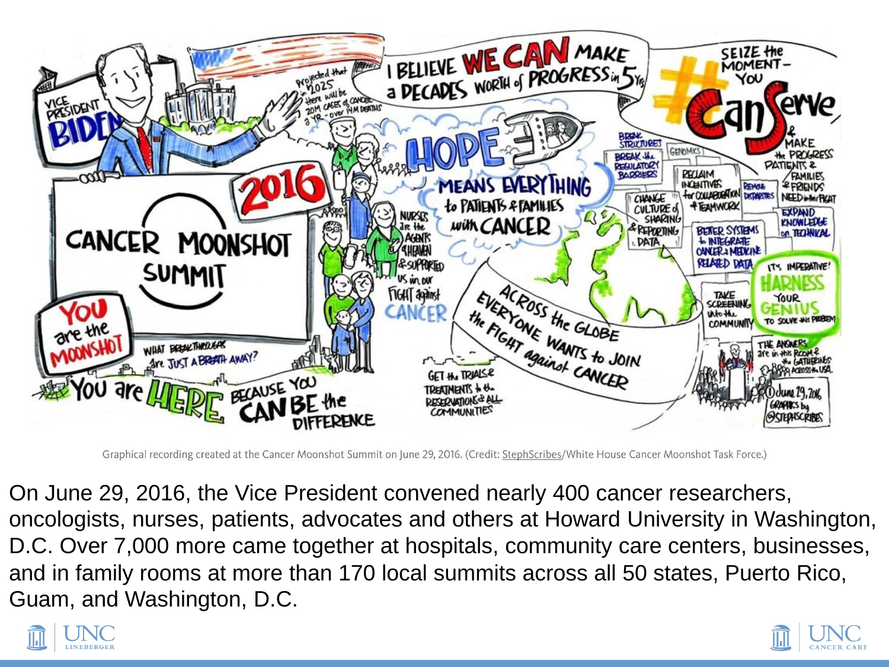Graphical recording created at the Cancer Moonshot Summit on June 29, 2016. (Credit: StephScribes/White House Cancer Moonshot Task Force.)

On June 29, 2016, the Vice President convened nearly 400 cancer researchers, oncologists, nurses, patients, advocates and others at Howard University in Washington, D.C. Over 7,000 more came together at hospitals, community care centers, businesses, and in family rooms at more than 170 local summits across all 50 states, Puerto Rico, Guam, and Washington, D.C.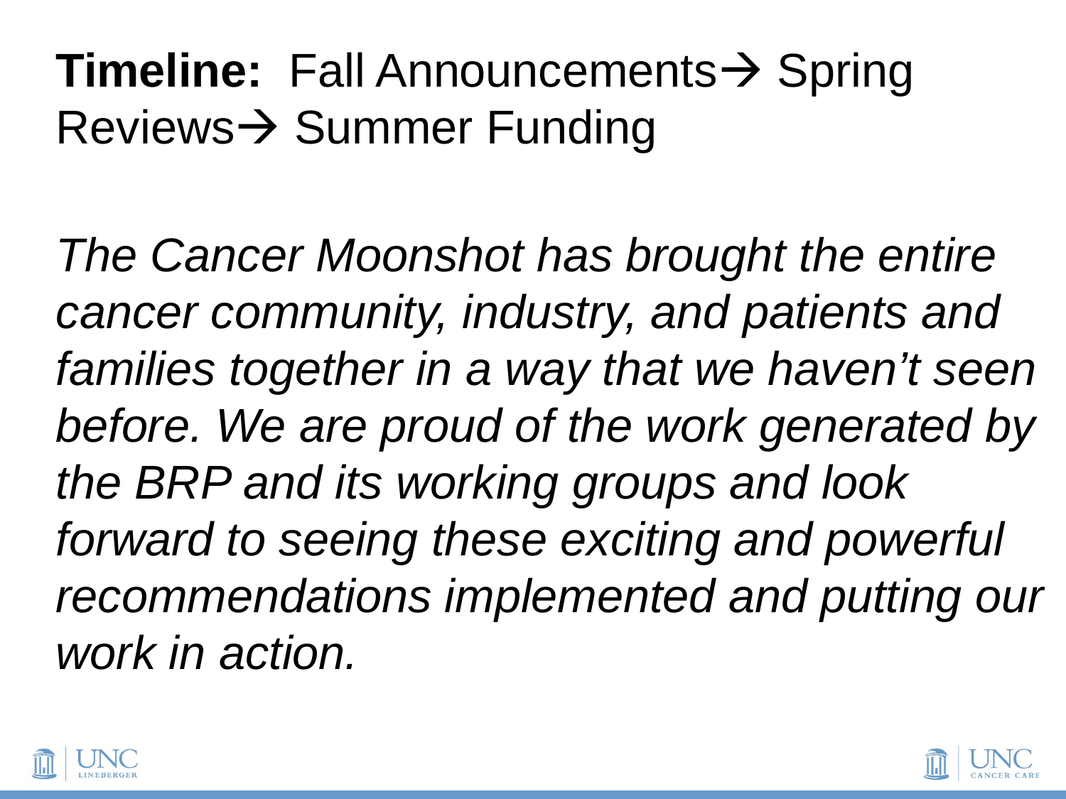**Timeline:** Fall Announcements→ Spring Reviews→ Summer Funding

*The Cancer Moonshot has brought the entire cancer community, industry, and patients and families together in a way that we haven't seen before. We are proud of the work generated by the BRP and its working groups and look forward to seeing these exciting and powerful recommendations implemented and putting our work in action.*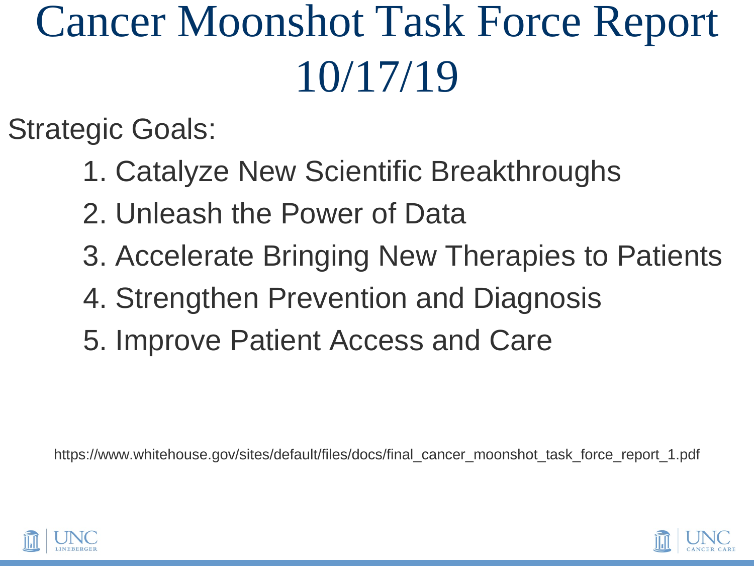# Cancer Moonshot Task Force Report 10/17/19

Strategic Goals:

1. Catalyze New Scientific Breakthroughs
2. Unleash the Power of Data
3. Accelerate Bringing New Therapies to Patients
4. Strengthen Prevention and Diagnosis
5. Improve Patient Access and Care

https://www.whitehouse.gov/sites/default/files/docs/final_cancer_moonshot_task_force_report_1.pdf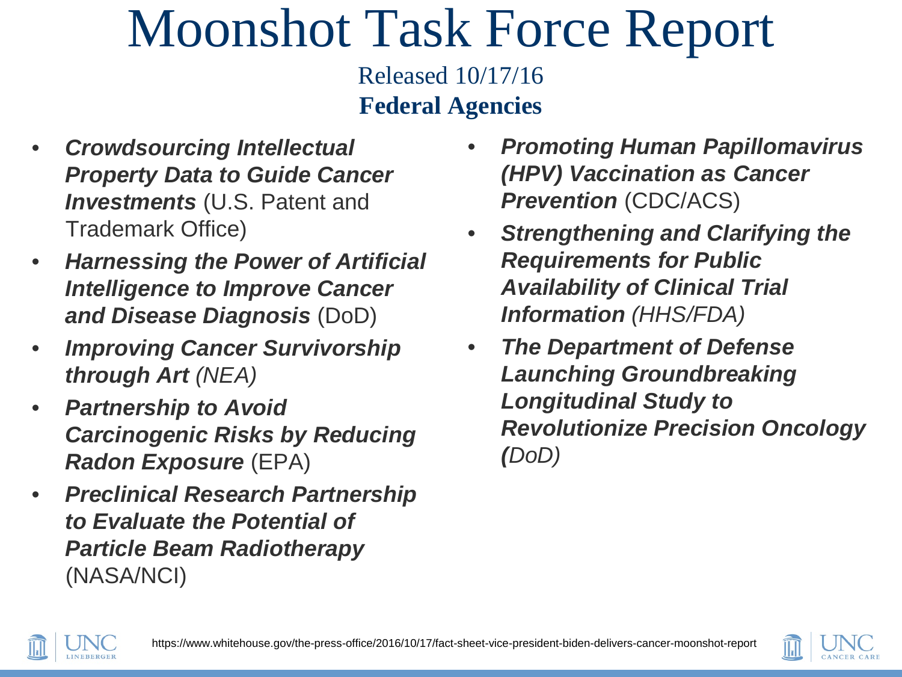# Moonshot Task Force Report

Released 10/17/16

**Federal Agencies**

- ***Crowdsourcing Intellectual Property Data to Guide Cancer Investments*** (U.S. Patent and Trademark Office)
- ***Harnessing the Power of Artificial Intelligence to Improve Cancer and Disease Diagnosis*** (DoD)
- ***Improving Cancer Survivorship through Art*** *(NEA)*
- ***Partnership to Avoid Carcinogenic Risks by Reducing Radon Exposure*** (EPA)
- ***Preclinical Research Partnership to Evaluate the Potential of Particle Beam Radiotherapy*** (NASA/NCI)
- ***Promoting Human Papillomavirus (HPV) Vaccination as Cancer Prevention*** (CDC/ACS)
- ***Strengthening and Clarifying the Requirements for Public Availability of Clinical Trial Information*** *(HHS/FDA)*
- ***The Department of Defense Launching Groundbreaking Longitudinal Study to Revolutionize Precision Oncology*** *(DoD)*

https://www.whitehouse.gov/the-press-office/2016/10/17/fact-sheet-vice-president-biden-delivers-cancer-moonshot-report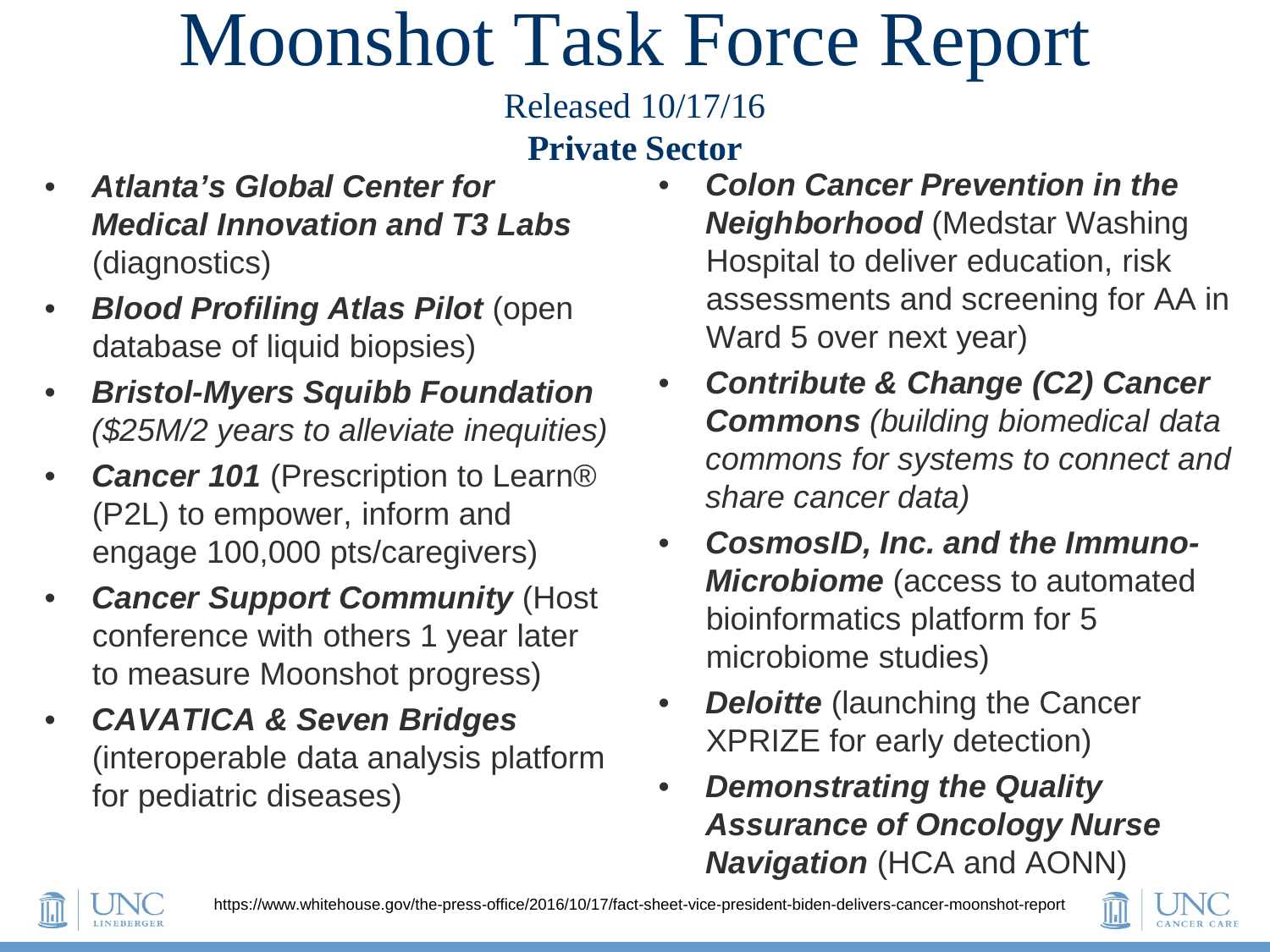# Moonshot Task Force Report

Released 10/17/16

**Private Sector**

- ***Atlanta's Global Center for Medical Innovation and T3 Labs*** (diagnostics)
- ***Blood Profiling Atlas Pilot*** (open database of liquid biopsies)
- ***Bristol-Myers Squibb Foundation*** *($25M/2 years to alleviate inequities)*
- ***Cancer 101*** (Prescription to Learn® (P2L) to empower, inform and engage 100,000 pts/caregivers)
- ***Cancer Support Community*** (Host conference with others 1 year later to measure Moonshot progress)
- ***CAVATICA & Seven Bridges*** (interoperable data analysis platform for pediatric diseases)
- ***Colon Cancer Prevention in the Neighborhood*** (Medstar Washing Hospital to deliver education, risk assessments and screening for AA in Ward 5 over next year)
- ***Contribute & Change (C2) Cancer Commons*** *(building biomedical data commons for systems to connect and share cancer data)*
- ***CosmosID, Inc. and the Immuno-Microbiome*** (access to automated bioinformatics platform for 5 microbiome studies)
- ***Deloitte*** (launching the Cancer XPRIZE for early detection)
- ***Demonstrating the Quality Assurance of Oncology Nurse Navigation*** (HCA and AONN)

https://www.whitehouse.gov/the-press-office/2016/10/17/fact-sheet-vice-president-biden-delivers-cancer-moonshot-report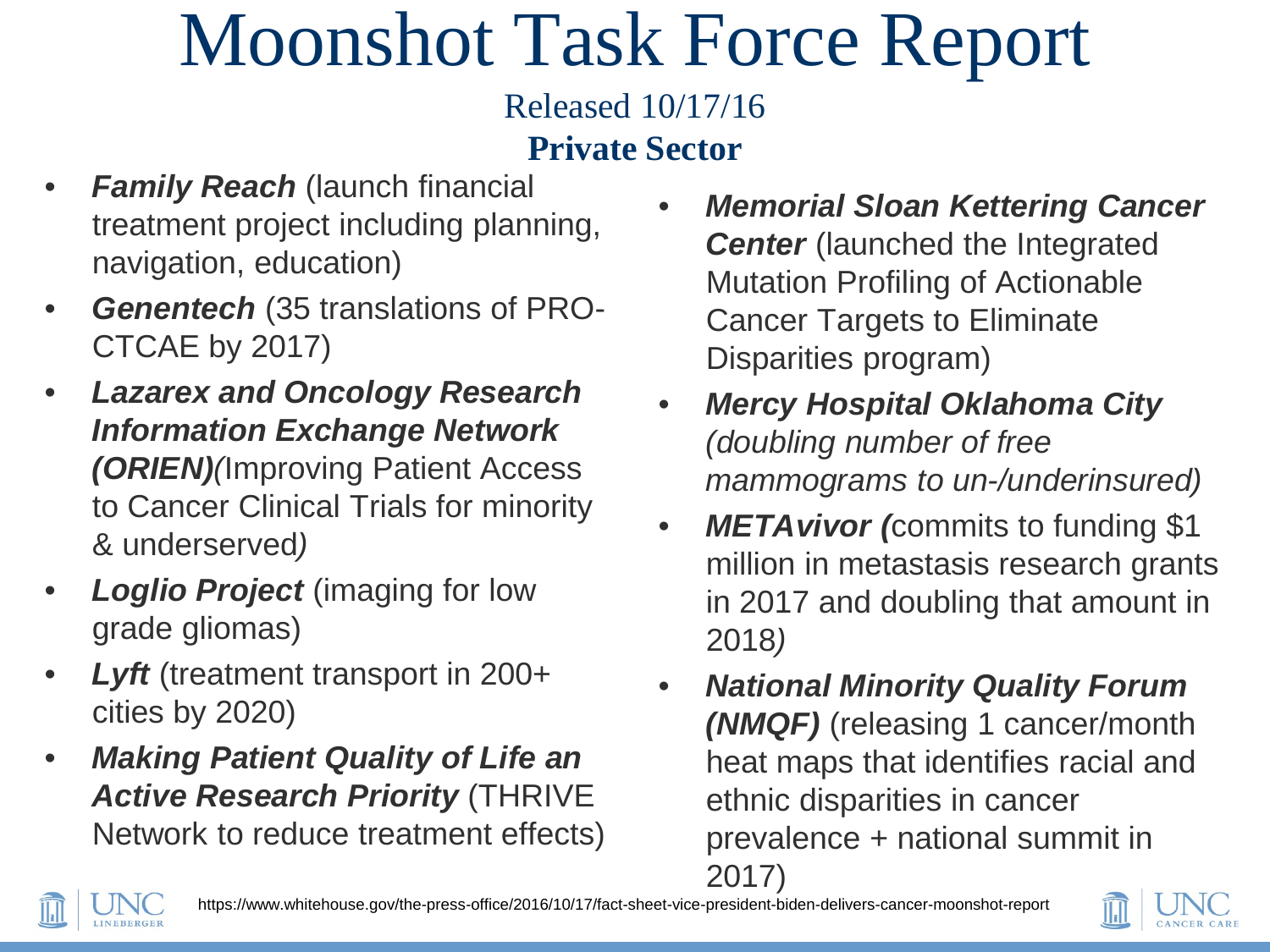# Moonshot Task Force Report

Released 10/17/16

**Private Sector**

- ***Family Reach*** (launch financial treatment project including planning, navigation, education)
- ***Genentech*** (35 translations of PRO-CTCAE by 2017)
- ***Lazarex and Oncology Research Information Exchange Network (ORIEN)***(Improving Patient Access to Cancer Clinical Trials for minority & underserved*)*
- ***Loglio Project*** (imaging for low grade gliomas)
- ***Lyft*** (treatment transport in 200+ cities by 2020)
- ***Making Patient Quality of Life an Active Research Priority*** (THRIVE Network to reduce treatment effects)
- ***Memorial Sloan Kettering Cancer Center*** (launched the Integrated Mutation Profiling of Actionable Cancer Targets to Eliminate Disparities program)
- ***Mercy Hospital Oklahoma City*** *(doubling number of free mammograms to un-/underinsured)*
- ***METAvivor (***commits to funding $1 million in metastasis research grants in 2017 and doubling that amount in 2018*)*
- ***National Minority Quality Forum (NMQF)*** (releasing 1 cancer/month heat maps that identifies racial and ethnic disparities in cancer prevalence + national summit in 2017)

https://www.whitehouse.gov/the-press-office/2016/10/17/fact-sheet-vice-president-biden-delivers-cancer-moonshot-report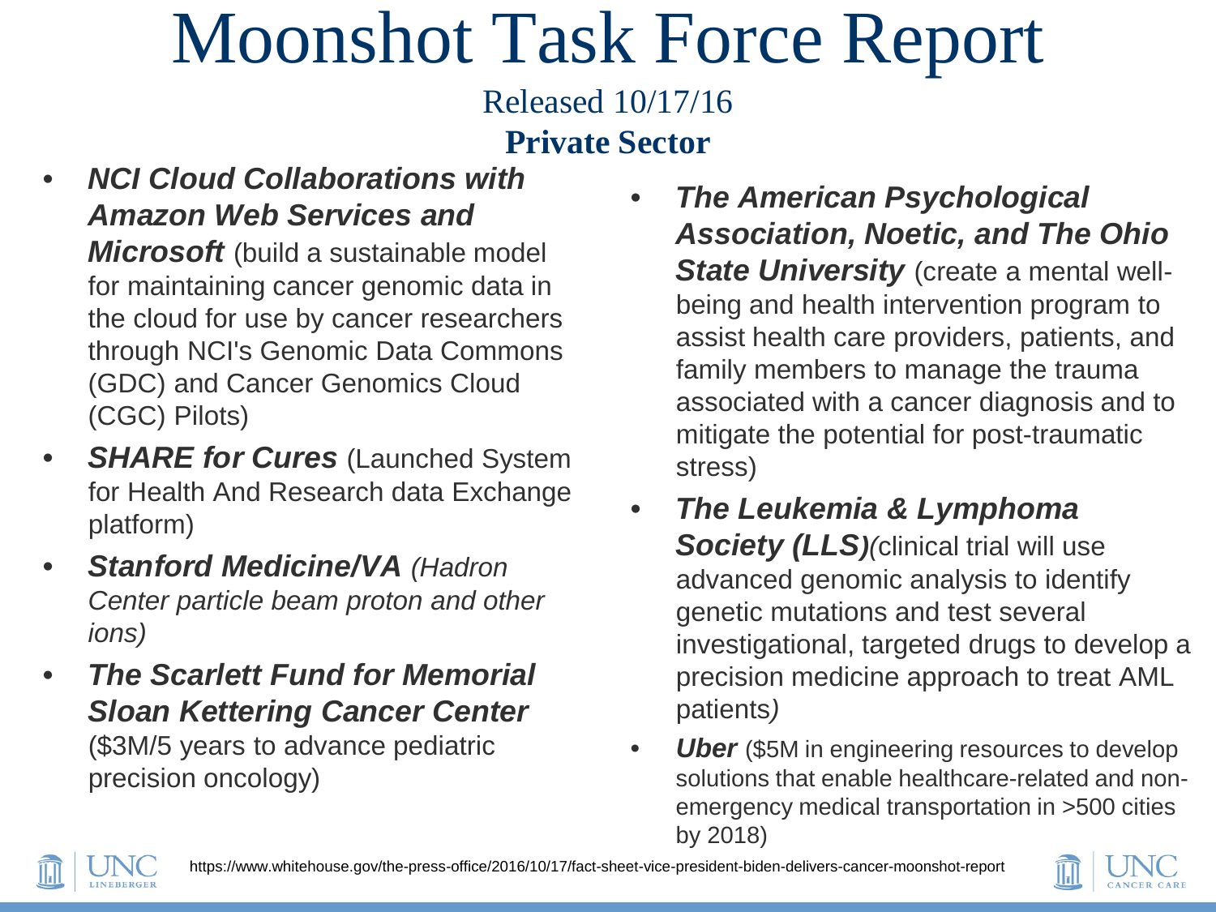# Moonshot Task Force Report

Released 10/17/16

**Private Sector**

- ***NCI Cloud Collaborations with Amazon Web Services and Microsoft*** (build a sustainable model for maintaining cancer genomic data in the cloud for use by cancer researchers through NCI's Genomic Data Commons (GDC) and Cancer Genomics Cloud (CGC) Pilots)
- ***SHARE for Cures*** (Launched System for Health And Research data Exchange platform)
- ***Stanford Medicine/VA*** *(Hadron Center particle beam proton and other ions)*
- ***The Scarlett Fund for Memorial Sloan Kettering Cancer Center*** ($3M/5 years to advance pediatric precision oncology)
- ***The American Psychological Association, Noetic, and The Ohio State University*** (create a mental well-being and health intervention program to assist health care providers, patients, and family members to manage the trauma associated with a cancer diagnosis and to mitigate the potential for post-traumatic stress)
- ***The Leukemia & Lymphoma Society (LLS)***(clinical trial will use advanced genomic analysis to identify genetic mutations and test several investigational, targeted drugs to develop a precision medicine approach to treat AML patients)
- ***Uber*** ($5M in engineering resources to develop solutions that enable healthcare-related and non-emergency medical transportation in >500 cities by 2018)

https://www.whitehouse.gov/the-press-office/2016/10/17/fact-sheet-vice-president-biden-delivers-cancer-moonshot-report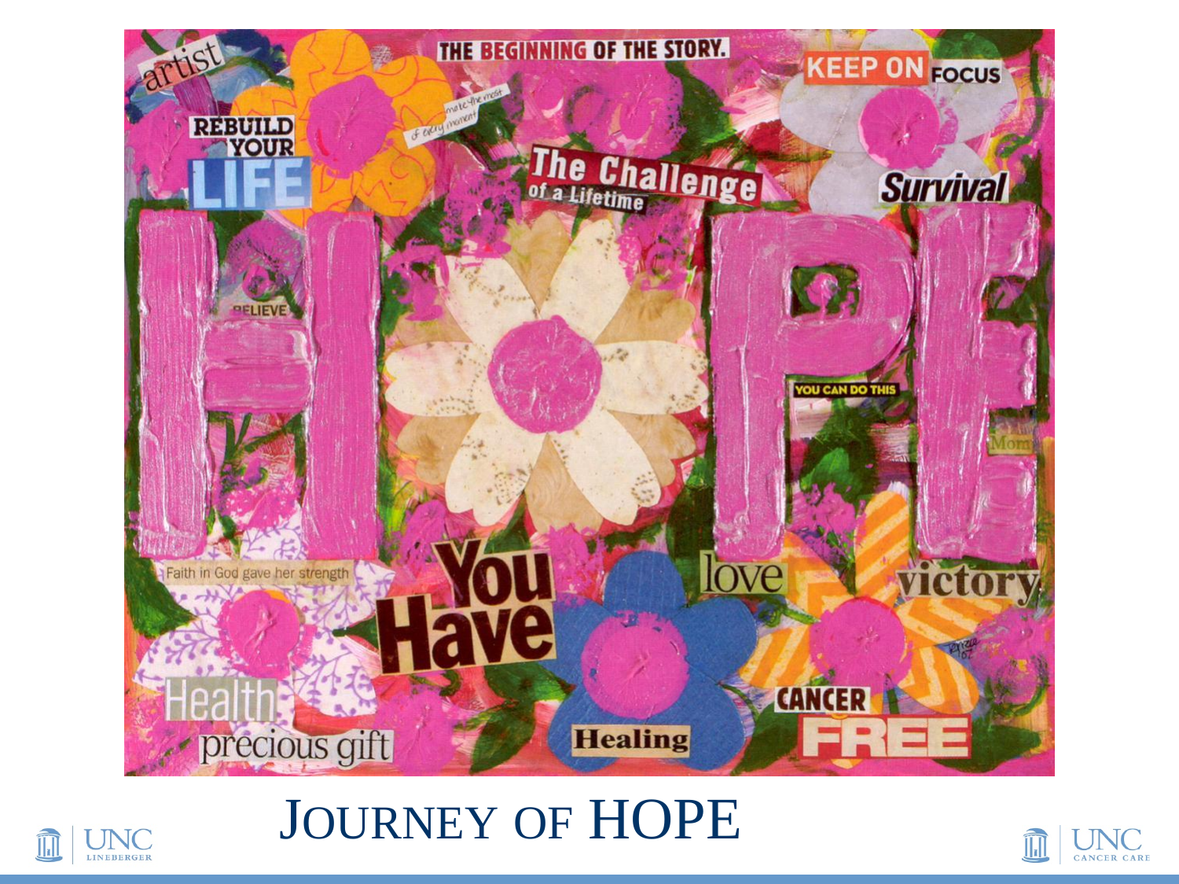# JOURNEY OF HOPE